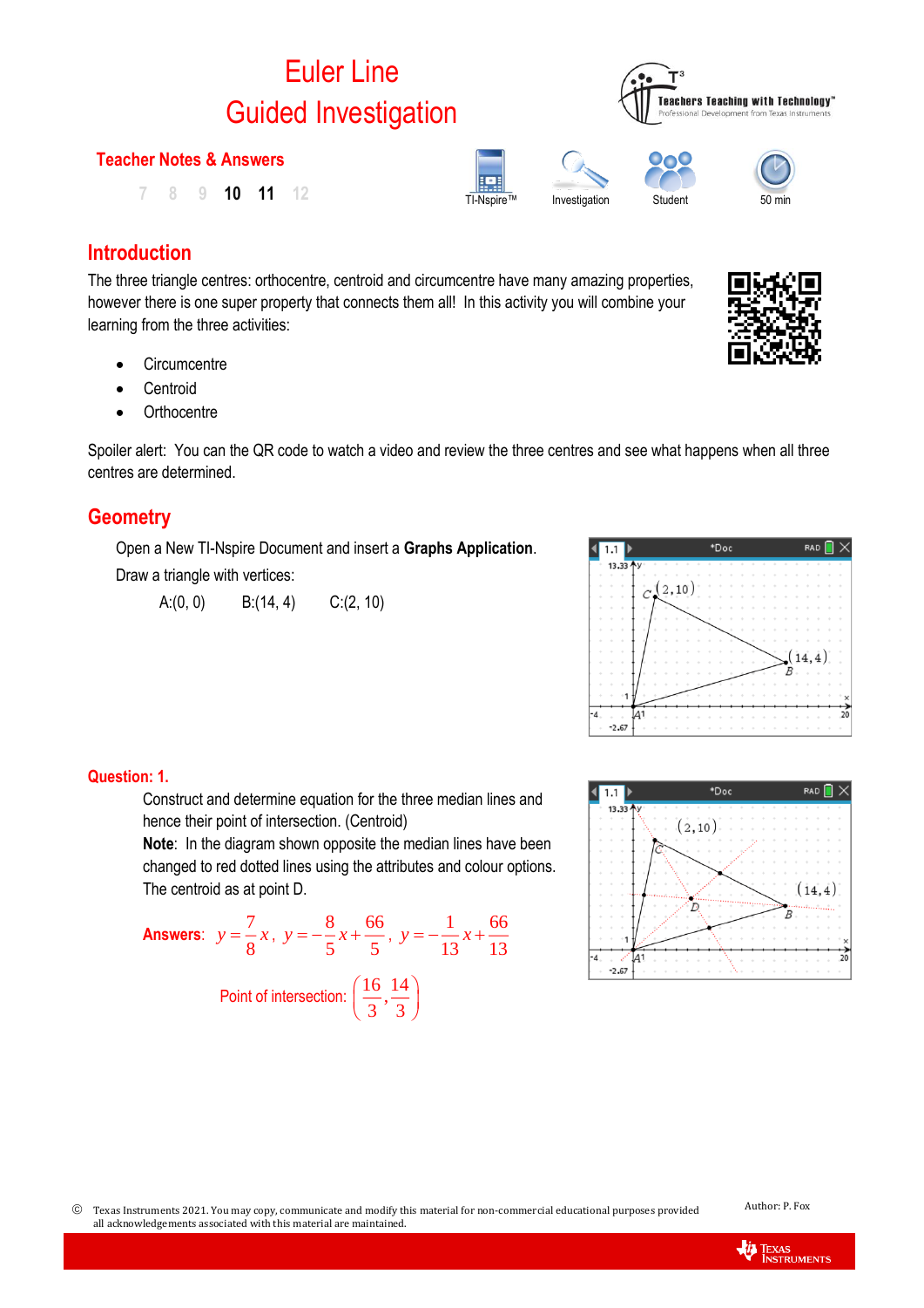# Euler Line
# Guided Investigation

**Teacher Notes & Answers**

7 8 9 **10** **11** 12

TI-Nspire™ Investigation Student 50 min

## Introduction

The three triangle centres: orthocentre, centroid and circumcentre have many amazing properties, however there is one super property that connects them all! In this activity you will combine your learning from the three activities:

- Circumcentre
- Centroid
- Orthocentre

Spoiler alert: You can the QR code to watch a video and review the three centres and see what happens when all three centres are determined.

## Geometry

Open a New TI-Nspire Document and insert a **Graphs Application**.

Draw a triangle with vertices:

A:(0, 0) B:(14, 4) C:(2, 10)

**Question: 1.**

Construct and determine equation for the three median lines and hence their point of intersection. (Centroid)

**Note**: In the diagram shown opposite the median lines have been changed to red dotted lines using the attributes and colour options. The centroid as at point D.

**Answers**: $y=\frac{7}{8}x$, $y=-\frac{8}{5}x+\frac{66}{5}$, $y=-\frac{1}{13}x+\frac{66}{13}$

Point of intersection: $\left(\frac{16}{3},\frac{14}{3}\right)$

© Texas Instruments 2021. You may copy, communicate and modify this material for non-commercial educational purposes provided all acknowledgements associated with this material are maintained.

Author: P. Fox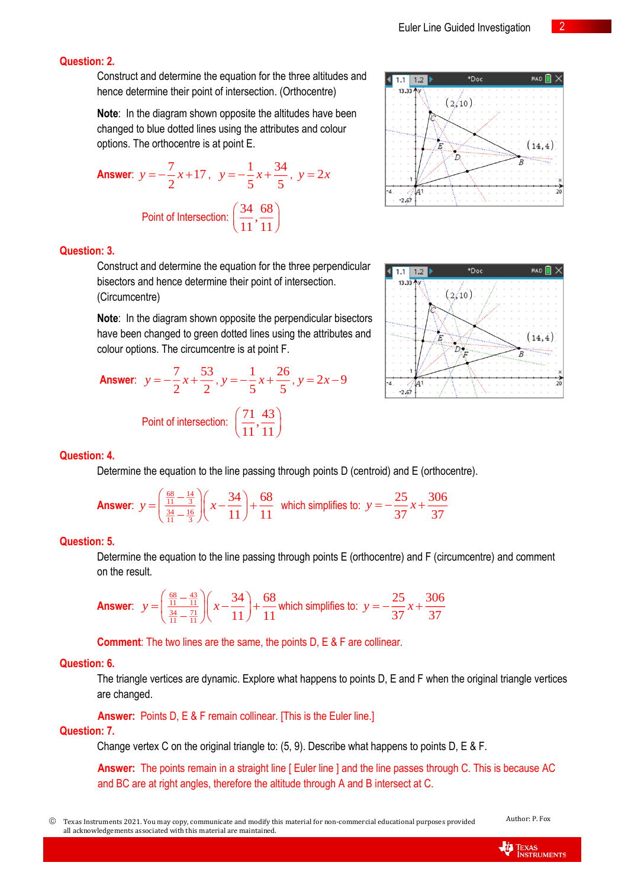**Question: 2.**

Construct and determine the equation for the three altitudes and hence determine their point of intersection. (Orthocentre)

**Note**: In the diagram shown opposite the altitudes have been changed to blue dotted lines using the attributes and colour options. The orthocentre is at point E.

**Answer**: $y=-\frac{7}{2}x+17$, $y=-\frac{1}{5}x+\frac{34}{5}$, $y=2x$

Point of Intersection: $\left(\frac{34}{11},\frac{68}{11}\right)$

**Question: 3.**

Construct and determine the equation for the three perpendicular bisectors and hence determine their point of intersection. (Circumcentre)

**Note**: In the diagram shown opposite the perpendicular bisectors have been changed to green dotted lines using the attributes and colour options. The circumcentre is at point F.

**Answer**: $y=-\frac{7}{2}x+\frac{53}{2}$, $y=-\frac{1}{5}x+\frac{26}{5}$, $y=2x-9$

Point of intersection: $\left(\frac{71}{11},\frac{43}{11}\right)$

**Question: 4.**

Determine the equation to the line passing through points D (centroid) and E (orthocentre).

**Answer**: $y=\left(\frac{\frac{68}{11}-\frac{14}{3}}{\frac{34}{11}-\frac{16}{3}}\right)\left(x-\frac{34}{11}\right)+\frac{68}{11}$ which simplifies to: $y=-\frac{25}{37}x+\frac{306}{37}$

**Question: 5.**

Determine the equation to the line passing through points E (orthocentre) and F (circumcentre) and comment on the result.

**Answer**: $y=\left(\frac{\frac{68}{11}-\frac{43}{11}}{\frac{34}{11}-\frac{71}{11}}\right)\left(x-\frac{34}{11}\right)+\frac{68}{11}$ which simplifies to: $y=-\frac{25}{37}x+\frac{306}{37}$

**Comment**: The two lines are the same, the points D, E & F are collinear.

**Question: 6.**

The triangle vertices are dynamic. Explore what happens to points D, E and F when the original triangle vertices are changed.

**Answer:** Points D, E & F remain collinear. [This is the Euler line.]

**Question: 7.**

Change vertex C on the original triangle to: (5, 9). Describe what happens to points D, E & F.

**Answer:** The points remain in a straight line [ Euler line ] and the line passes through C. This is because AC and BC are at right angles, therefore the altitude through A and B intersect at C.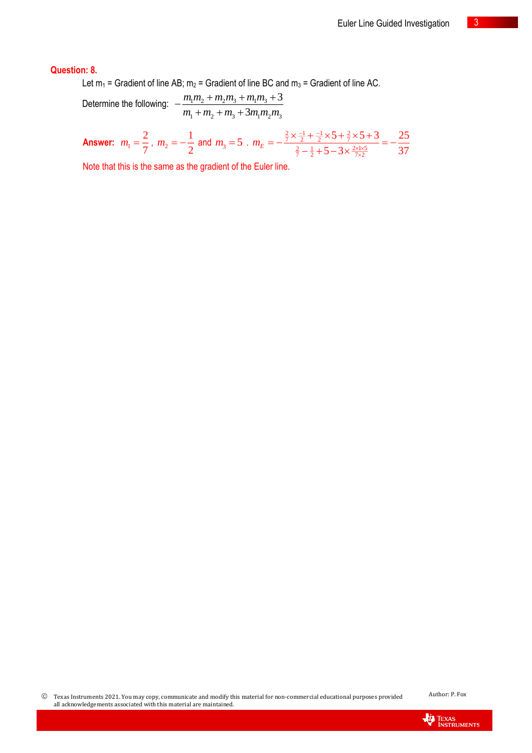**Question: 8.**

Let $m_1$ = Gradient of line AB; $m_2$ = Gradient of line BC and $m_3$ = Gradient of line AC.

Determine the following: $-\dfrac{m_1m_2 + m_2m_3 + m_1m_3 + 3}{m_1 + m_2 + m_3 + 3m_1m_2m_3}$

**Answer:** $m_1 = \dfrac{2}{7}$, $m_2 = -\dfrac{1}{2}$ and $m_3 = 5$ . $m_E = -\dfrac{\frac{2}{7}\times\frac{-1}{2} + \frac{-1}{2}\times 5 + \frac{2}{7}\times 5 + 3}{\frac{2}{7} - \frac{1}{2} + 5 - 3\times\frac{2\times1\times5}{7\times2}} = -\dfrac{25}{37}$

Note that this is the same as the gradient of the Euler line.

Ⓒ Texas Instruments 2021. You may copy, communicate and modify this material for non-commercial educational purposes provided all acknowledgements associated with this material are maintained.

Author: P. Fox